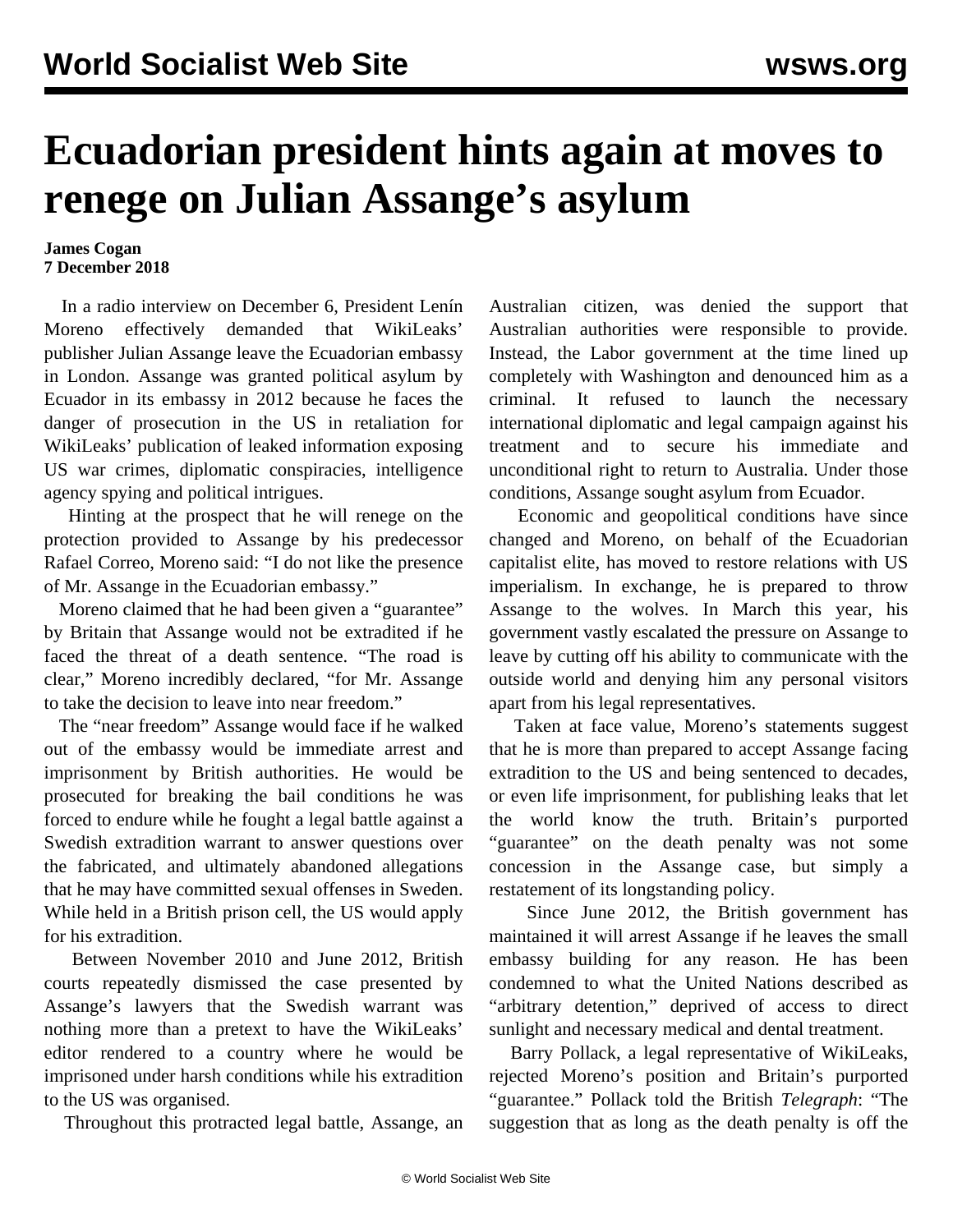# Ecuadorian president hints again at moves to renege on Julian Assange's asylum

**James Cogan**
**7 December 2018**

In a radio interview on December 6, President Lenín Moreno effectively demanded that WikiLeaks' publisher Julian Assange leave the Ecuadorian embassy in London. Assange was granted political asylum by Ecuador in its embassy in 2012 because he faces the danger of prosecution in the US in retaliation for WikiLeaks' publication of leaked information exposing US war crimes, diplomatic conspiracies, intelligence agency spying and political intrigues.

Hinting at the prospect that he will renege on the protection provided to Assange by his predecessor Rafael Correo, Moreno said: "I do not like the presence of Mr. Assange in the Ecuadorian embassy."

Moreno claimed that he had been given a "guarantee" by Britain that Assange would not be extradited if he faced the threat of a death sentence. "The road is clear," Moreno incredibly declared, "for Mr. Assange to take the decision to leave into near freedom."

The "near freedom" Assange would face if he walked out of the embassy would be immediate arrest and imprisonment by British authorities. He would be prosecuted for breaking the bail conditions he was forced to endure while he fought a legal battle against a Swedish extradition warrant to answer questions over the fabricated, and ultimately abandoned allegations that he may have committed sexual offenses in Sweden. While held in a British prison cell, the US would apply for his extradition.

Between November 2010 and June 2012, British courts repeatedly dismissed the case presented by Assange's lawyers that the Swedish warrant was nothing more than a pretext to have the WikiLeaks' editor rendered to a country where he would be imprisoned under harsh conditions while his extradition to the US was organised.

Throughout this protracted legal battle, Assange, an Australian citizen, was denied the support that Australian authorities were responsible to provide. Instead, the Labor government at the time lined up completely with Washington and denounced him as a criminal. It refused to launch the necessary international diplomatic and legal campaign against his treatment and to secure his immediate and unconditional right to return to Australia. Under those conditions, Assange sought asylum from Ecuador.

Economic and geopolitical conditions have since changed and Moreno, on behalf of the Ecuadorian capitalist elite, has moved to restore relations with US imperialism. In exchange, he is prepared to throw Assange to the wolves. In March this year, his government vastly escalated the pressure on Assange to leave by cutting off his ability to communicate with the outside world and denying him any personal visitors apart from his legal representatives.

Taken at face value, Moreno's statements suggest that he is more than prepared to accept Assange facing extradition to the US and being sentenced to decades, or even life imprisonment, for publishing leaks that let the world know the truth. Britain's purported "guarantee" on the death penalty was not some concession in the Assange case, but simply a restatement of its longstanding policy.

Since June 2012, the British government has maintained it will arrest Assange if he leaves the small embassy building for any reason. He has been condemned to what the United Nations described as "arbitrary detention," deprived of access to direct sunlight and necessary medical and dental treatment.

Barry Pollack, a legal representative of WikiLeaks, rejected Moreno's position and Britain's purported "guarantee." Pollack told the British *Telegraph*: "The suggestion that as long as the death penalty is off the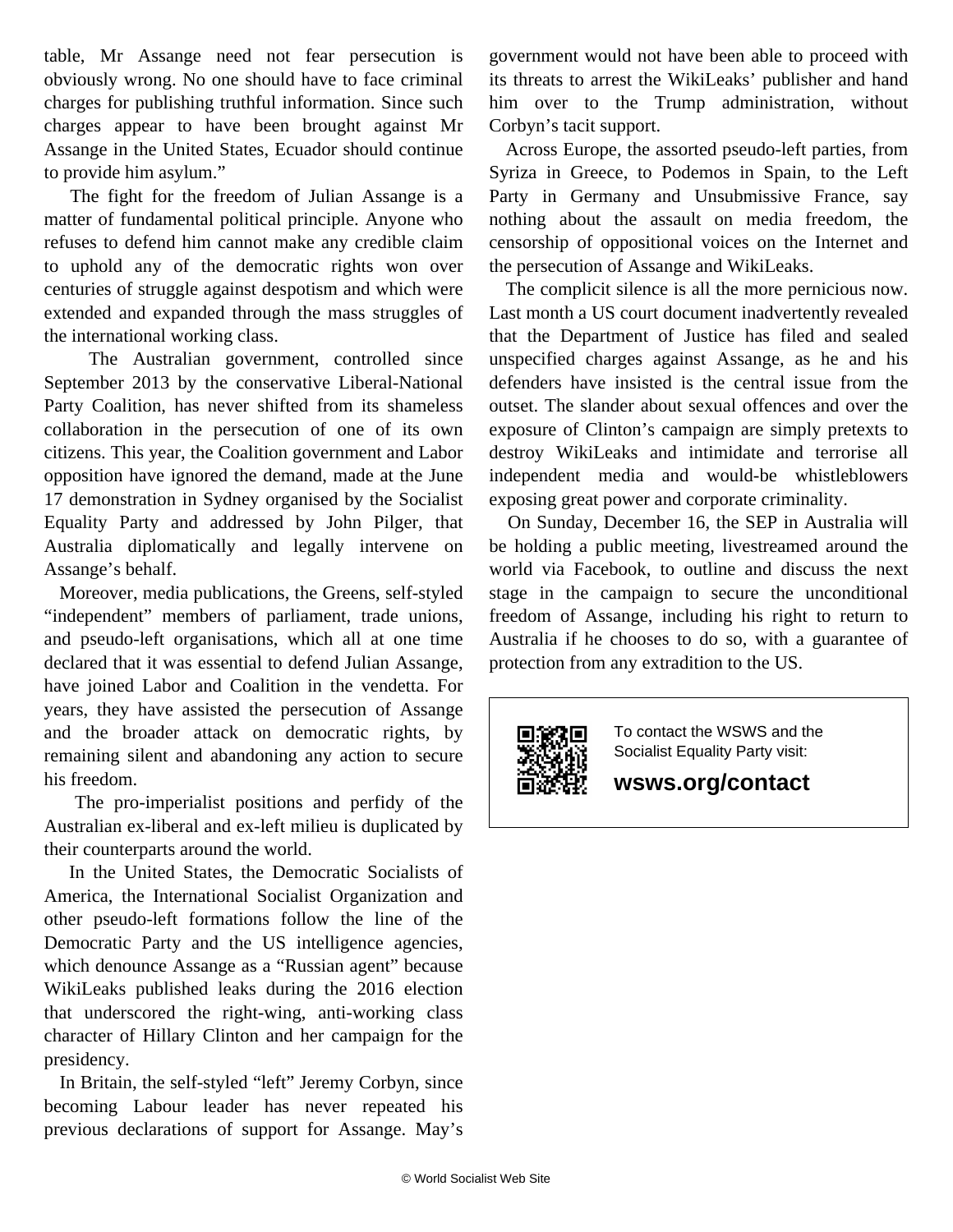table, Mr Assange need not fear persecution is obviously wrong. No one should have to face criminal charges for publishing truthful information. Since such charges appear to have been brought against Mr Assange in the United States, Ecuador should continue to provide him asylum."

The fight for the freedom of Julian Assange is a matter of fundamental political principle. Anyone who refuses to defend him cannot make any credible claim to uphold any of the democratic rights won over centuries of struggle against despotism and which were extended and expanded through the mass struggles of the international working class.

The Australian government, controlled since September 2013 by the conservative Liberal-National Party Coalition, has never shifted from its shameless collaboration in the persecution of one of its own citizens. This year, the Coalition government and Labor opposition have ignored the demand, made at the June 17 demonstration in Sydney organised by the Socialist Equality Party and addressed by John Pilger, that Australia diplomatically and legally intervene on Assange's behalf.

Moreover, media publications, the Greens, self-styled "independent" members of parliament, trade unions, and pseudo-left organisations, which all at one time declared that it was essential to defend Julian Assange, have joined Labor and Coalition in the vendetta. For years, they have assisted the persecution of Assange and the broader attack on democratic rights, by remaining silent and abandoning any action to secure his freedom.

The pro-imperialist positions and perfidy of the Australian ex-liberal and ex-left milieu is duplicated by their counterparts around the world.

In the United States, the Democratic Socialists of America, the International Socialist Organization and other pseudo-left formations follow the line of the Democratic Party and the US intelligence agencies, which denounce Assange as a "Russian agent" because WikiLeaks published leaks during the 2016 election that underscored the right-wing, anti-working class character of Hillary Clinton and her campaign for the presidency.

In Britain, the self-styled "left" Jeremy Corbyn, since becoming Labour leader has never repeated his previous declarations of support for Assange. May's government would not have been able to proceed with its threats to arrest the WikiLeaks' publisher and hand him over to the Trump administration, without Corbyn's tacit support.

Across Europe, the assorted pseudo-left parties, from Syriza in Greece, to Podemos in Spain, to the Left Party in Germany and Unsubmissive France, say nothing about the assault on media freedom, the censorship of oppositional voices on the Internet and the persecution of Assange and WikiLeaks.

The complicit silence is all the more pernicious now. Last month a US court document inadvertently revealed that the Department of Justice has filed and sealed unspecified charges against Assange, as he and his defenders have insisted is the central issue from the outset. The slander about sexual offences and over the exposure of Clinton's campaign are simply pretexts to destroy WikiLeaks and intimidate and terrorise all independent media and would-be whistleblowers exposing great power and corporate criminality.

On Sunday, December 16, the SEP in Australia will be holding a public meeting, livestreamed around the world via Facebook, to outline and discuss the next stage in the campaign to secure the unconditional freedom of Assange, including his right to return to Australia if he chooses to do so, with a guarantee of protection from any extradition to the US.

To contact the WSWS and the Socialist Equality Party visit:

**wsws.org/contact**